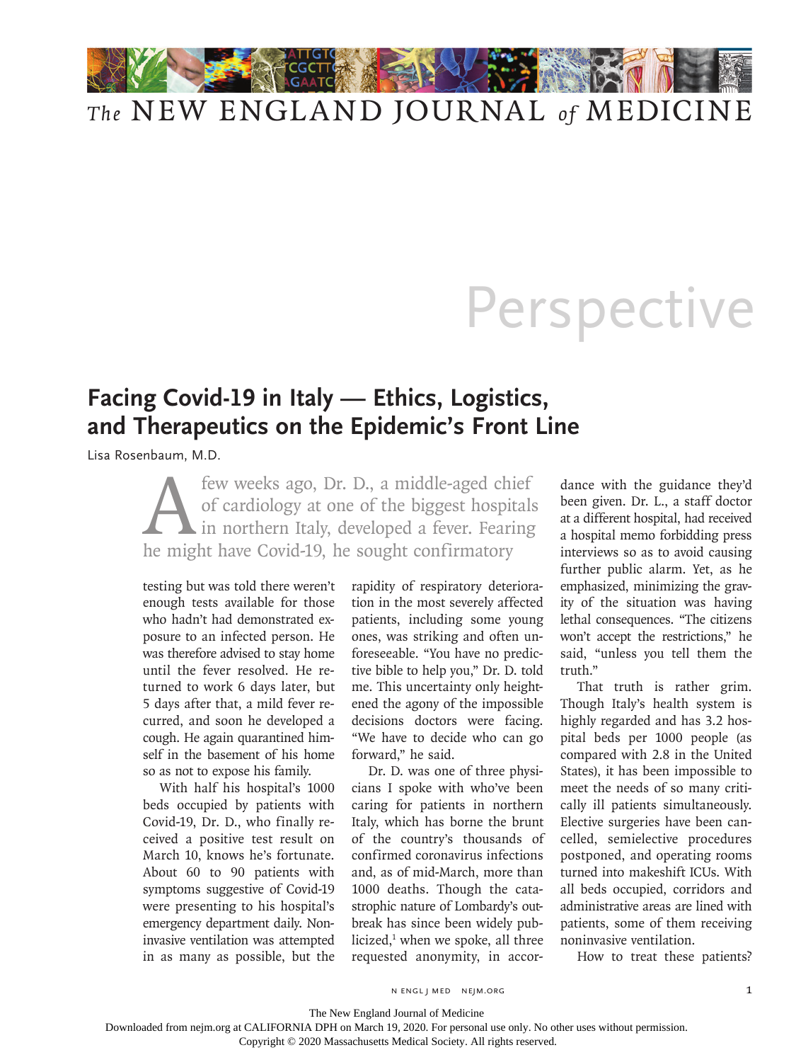# Perspective

## Facing Covid-19 in Italy — Ethics, Logistics, and Therapeutics on the Epidemic's Front Line

Lisa Rosenbaum, M.D.

A few weeks ago, Dr. D., a middle-aged chief of cardiology at one of the biggest hospitals in northern Italy, developed a fever. Fearing he might have Covid-19, he sought confirmatory testing but was told there weren't enough tests available for those who hadn't had demonstrated exposure to an infected person. He was therefore advised to stay home until the fever resolved. He returned to work 6 days later, but 5 days after that, a mild fever recurred, and soon he developed a cough. He again quarantined himself in the basement of his home so as not to expose his family.

With half his hospital's 1000 beds occupied by patients with Covid-19, Dr. D., who finally received a positive test result on March 10, knows he's fortunate. About 60 to 90 patients with symptoms suggestive of Covid-19 were presenting to his hospital's emergency department daily. Noninvasive ventilation was attempted in as many as possible, but the rapidity of respiratory deterioration in the most severely affected patients, including some young ones, was striking and often unforeseeable. "You have no predictive bible to help you," Dr. D. told me. This uncertainty only heightened the agony of the impossible decisions doctors were facing. "We have to decide who can go forward," he said.

Dr. D. was one of three physicians I spoke with who've been caring for patients in northern Italy, which has borne the brunt of the country's thousands of confirmed coronavirus infections and, as of mid-March, more than 1000 deaths. Though the catastrophic nature of Lombardy's outbreak has since been widely publicized,[1] when we spoke, all three requested anonymity, in accordance with the guidance they'd been given. Dr. L., a staff doctor at a different hospital, had received a hospital memo forbidding press interviews so as to avoid causing further public alarm. Yet, as he emphasized, minimizing the gravity of the situation was having lethal consequences. "The citizens won't accept the restrictions," he said, "unless you tell them the truth."

That truth is rather grim. Though Italy's health system is highly regarded and has 3.2 hospital beds per 1000 people (as compared with 2.8 in the United States), it has been impossible to meet the needs of so many critically ill patients simultaneously. Elective surgeries have been cancelled, semielective procedures postponed, and operating rooms turned into makeshift ICUs. With all beds occupied, corridors and administrative areas are lined with patients, some of them receiving noninvasive ventilation.

How to treat these patients?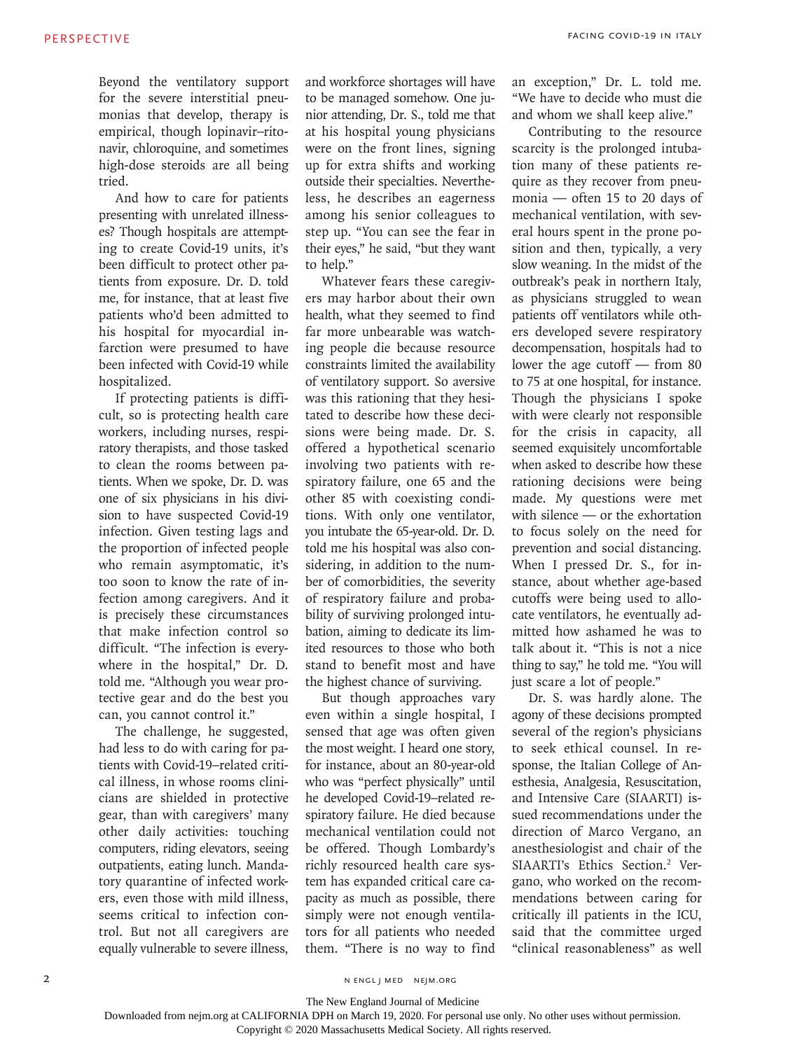Beyond the ventilatory support for the severe interstitial pneumonias that develop, therapy is empirical, though lopinavir–ritonavir, chloroquine, and sometimes high-dose steroids are all being tried.

And how to care for patients presenting with unrelated illnesses? Though hospitals are attempting to create Covid-19 units, it's been difficult to protect other patients from exposure. Dr. D. told me, for instance, that at least five patients who'd been admitted to his hospital for myocardial infarction were presumed to have been infected with Covid-19 while hospitalized.

If protecting patients is difficult, so is protecting health care workers, including nurses, respiratory therapists, and those tasked to clean the rooms between patients. When we spoke, Dr. D. was one of six physicians in his division to have suspected Covid-19 infection. Given testing lags and the proportion of infected people who remain asymptomatic, it's too soon to know the rate of infection among caregivers. And it is precisely these circumstances that make infection control so difficult. "The infection is everywhere in the hospital," Dr. D. told me. "Although you wear protective gear and do the best you can, you cannot control it."

The challenge, he suggested, had less to do with caring for patients with Covid-19–related critical illness, in whose rooms clinicians are shielded in protective gear, than with caregivers' many other daily activities: touching computers, riding elevators, seeing outpatients, eating lunch. Mandatory quarantine of infected workers, even those with mild illness, seems critical to infection control. But not all caregivers are equally vulnerable to severe illness, and workforce shortages will have to be managed somehow. One junior attending, Dr. S., told me that at his hospital young physicians were on the front lines, signing up for extra shifts and working outside their specialties. Nevertheless, he describes an eagerness among his senior colleagues to step up. "You can see the fear in their eyes," he said, "but they want to help."

Whatever fears these caregivers may harbor about their own health, what they seemed to find far more unbearable was watching people die because resource constraints limited the availability of ventilatory support. So aversive was this rationing that they hesitated to describe how these decisions were being made. Dr. S. offered a hypothetical scenario involving two patients with respiratory failure, one 65 and the other 85 with coexisting conditions. With only one ventilator, you intubate the 65-year-old. Dr. D. told me his hospital was also considering, in addition to the number of comorbidities, the severity of respiratory failure and probability of surviving prolonged intubation, aiming to dedicate its limited resources to those who both stand to benefit most and have the highest chance of surviving.

But though approaches vary even within a single hospital, I sensed that age was often given the most weight. I heard one story, for instance, about an 80-year-old who was "perfect physically" until he developed Covid-19–related respiratory failure. He died because mechanical ventilation could not be offered. Though Lombardy's richly resourced health care system has expanded critical care capacity as much as possible, there simply were not enough ventilators for all patients who needed them. "There is no way to find an exception," Dr. L. told me. "We have to decide who must die and whom we shall keep alive."

Contributing to the resource scarcity is the prolonged intubation many of these patients require as they recover from pneumonia — often 15 to 20 days of mechanical ventilation, with several hours spent in the prone position and then, typically, a very slow weaning. In the midst of the outbreak's peak in northern Italy, as physicians struggled to wean patients off ventilators while others developed severe respiratory decompensation, hospitals had to lower the age cutoff — from 80 to 75 at one hospital, for instance. Though the physicians I spoke with were clearly not responsible for the crisis in capacity, all seemed exquisitely uncomfortable when asked to describe how these rationing decisions were being made. My questions were met with silence — or the exhortation to focus solely on the need for prevention and social distancing. When I pressed Dr. S., for instance, about whether age-based cutoffs were being used to allocate ventilators, he eventually admitted how ashamed he was to talk about it. "This is not a nice thing to say," he told me. "You will just scare a lot of people."

Dr. S. was hardly alone. The agony of these decisions prompted several of the region's physicians to seek ethical counsel. In response, the Italian College of Anesthesia, Analgesia, Resuscitation, and Intensive Care (SIAARTI) issued recommendations under the direction of Marco Vergano, an anesthesiologist and chair of the SIAARTI's Ethics Section.[2] Vergano, who worked on the recommendations between caring for critically ill patients in the ICU, said that the committee urged "clinical reasonableness" as well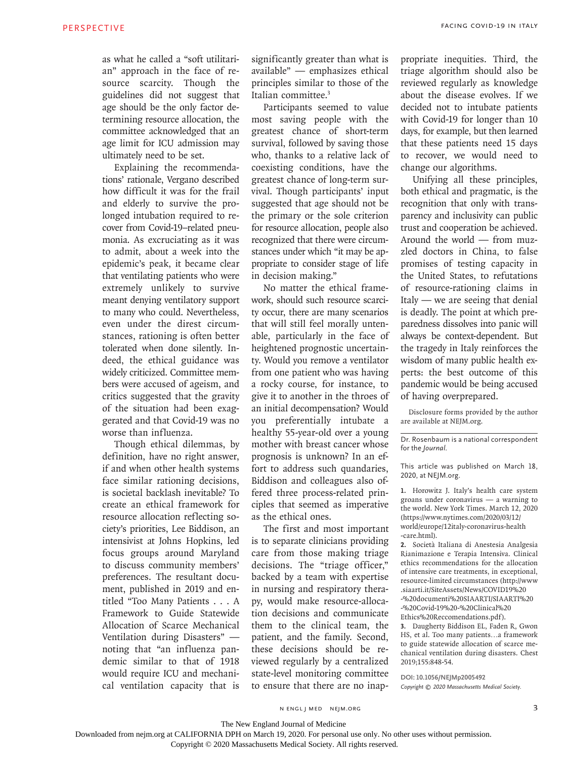as what he called a "soft utilitarian" approach in the face of resource scarcity. Though the guidelines did not suggest that age should be the only factor determining resource allocation, the committee acknowledged that an age limit for ICU admission may ultimately need to be set.

Explaining the recommendations' rationale, Vergano described how difficult it was for the frail and elderly to survive the prolonged intubation required to recover from Covid-19–related pneumonia. As excruciating as it was to admit, about a week into the epidemic's peak, it became clear that ventilating patients who were extremely unlikely to survive meant denying ventilatory support to many who could. Nevertheless, even under the direst circumstances, rationing is often better tolerated when done silently. Indeed, the ethical guidance was widely criticized. Committee members were accused of ageism, and critics suggested that the gravity of the situation had been exaggerated and that Covid-19 was no worse than influenza.

Though ethical dilemmas, by definition, have no right answer, if and when other health systems face similar rationing decisions, is societal backlash inevitable? To create an ethical framework for resource allocation reflecting society's priorities, Lee Biddison, an intensivist at Johns Hopkins, led focus groups around Maryland to discuss community members' preferences. The resultant document, published in 2019 and entitled "Too Many Patients . . . A Framework to Guide Statewide Allocation of Scarce Mechanical Ventilation during Disasters" — noting that "an influenza pandemic similar to that of 1918 would require ICU and mechanical ventilation capacity that is significantly greater than what is available" — emphasizes ethical principles similar to those of the Italian committee.[3]

Participants seemed to value most saving people with the greatest chance of short-term survival, followed by saving those who, thanks to a relative lack of coexisting conditions, have the greatest chance of long-term survival. Though participants' input suggested that age should not be the primary or the sole criterion for resource allocation, people also recognized that there were circumstances under which "it may be appropriate to consider stage of life in decision making."

No matter the ethical framework, should such resource scarcity occur, there are many scenarios that will still feel morally untenable, particularly in the face of heightened prognostic uncertainty. Would you remove a ventilator from one patient who was having a rocky course, for instance, to give it to another in the throes of an initial decompensation? Would you preferentially intubate a healthy 55-year-old over a young mother with breast cancer whose prognosis is unknown? In an effort to address such quandaries, Biddison and colleagues also offered three process-related principles that seemed as imperative as the ethical ones.

The first and most important is to separate clinicians providing care from those making triage decisions. The "triage officer," backed by a team with expertise in nursing and respiratory therapy, would make resource-allocation decisions and communicate them to the clinical team, the patient, and the family. Second, these decisions should be reviewed regularly by a centralized state-level monitoring committee to ensure that there are no inappropriate inequities. Third, the triage algorithm should also be reviewed regularly as knowledge about the disease evolves. If we decided not to intubate patients with Covid-19 for longer than 10 days, for example, but then learned that these patients need 15 days to recover, we would need to change our algorithms.

Unifying all these principles, both ethical and pragmatic, is the recognition that only with transparency and inclusivity can public trust and cooperation be achieved. Around the world — from muzzled doctors in China, to false promises of testing capacity in the United States, to refutations of resource-rationing claims in Italy — we are seeing that denial is deadly. The point at which preparedness dissolves into panic will always be context-dependent. But the tragedy in Italy reinforces the wisdom of many public health experts: the best outcome of this pandemic would be being accused of having overprepared.

Disclosure forms provided by the author are available at NEJM.org.

Dr. Rosenbaum is a national correspondent for the *Journal.*

This article was published on March 18, 2020, at NEJM.org.

1. Horowitz J. Italy's health care system groans under coronavirus — a warning to the world. New York Times. March 12, 2020 (https://www.nytimes.com/2020/03/12/world/europe/12italy-coronavirus-health-care.html).
2. Società Italiana di Anestesia Analgesia Rianimazione e Terapia Intensiva. Clinical ethics recommendations for the allocation of intensive care treatments, in exceptional, resource-limited circumstances (http://www.siaarti.it/SiteAssets/News/COVID19%20-%20documenti%20SIAARTI/SIAARTI%20-%20Covid-19%20-%20Clinical%20Ethics%20Reccomendations.pdf).
3. Daugherty Biddison EL, Faden R, Gwon HS, et al. Too many patients…a framework to guide statewide allocation of scarce mechanical ventilation during disasters. Chest 2019;155:848-54.

**DOI: 10.1056/NEJMp2005492**
*Copyright © 2020 Massachusetts Medical Society.*